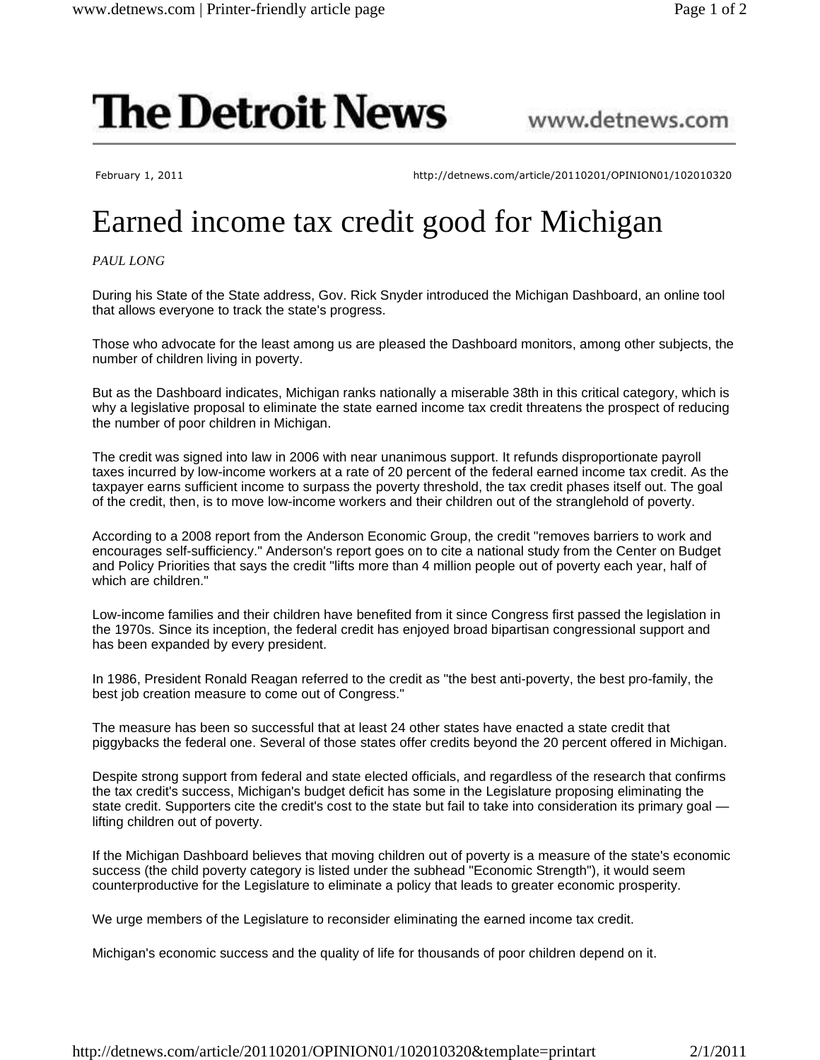# The Detroit News

www.detnews.com

February 1, 2011 http://detnews.com/article/20110201/OPINION01/102010320

# Earned income tax credit good for Michigan

*PAUL LONG*

During his State of the State address, Gov. Rick Snyder introduced the Michigan Dashboard, an online tool that allows everyone to track the state's progress.

Those who advocate for the least among us are pleased the Dashboard monitors, among other subjects, the number of children living in poverty.

But as the Dashboard indicates, Michigan ranks nationally a miserable 38th in this critical category, which is why a legislative proposal to eliminate the state earned income tax credit threatens the prospect of reducing the number of poor children in Michigan.

The credit was signed into law in 2006 with near unanimous support. It refunds disproportionate payroll taxes incurred by low-income workers at a rate of 20 percent of the federal earned income tax credit. As the taxpayer earns sufficient income to surpass the poverty threshold, the tax credit phases itself out. The goal of the credit, then, is to move low-income workers and their children out of the stranglehold of poverty.

According to a 2008 report from the Anderson Economic Group, the credit "removes barriers to work and encourages self-sufficiency." Anderson's report goes on to cite a national study from the Center on Budget and Policy Priorities that says the credit "lifts more than 4 million people out of poverty each year, half of which are children."

Low-income families and their children have benefited from it since Congress first passed the legislation in the 1970s. Since its inception, the federal credit has enjoyed broad bipartisan congressional support and has been expanded by every president.

In 1986, President Ronald Reagan referred to the credit as "the best anti-poverty, the best pro-family, the best job creation measure to come out of Congress."

The measure has been so successful that at least 24 other states have enacted a state credit that piggybacks the federal one. Several of those states offer credits beyond the 20 percent offered in Michigan.

Despite strong support from federal and state elected officials, and regardless of the research that confirms the tax credit's success, Michigan's budget deficit has some in the Legislature proposing eliminating the state credit. Supporters cite the credit's cost to the state but fail to take into consideration its primary goal — lifting children out of poverty.

If the Michigan Dashboard believes that moving children out of poverty is a measure of the state's economic success (the child poverty category is listed under the subhead "Economic Strength"), it would seem counterproductive for the Legislature to eliminate a policy that leads to greater economic prosperity.

We urge members of the Legislature to reconsider eliminating the earned income tax credit.

Michigan's economic success and the quality of life for thousands of poor children depend on it.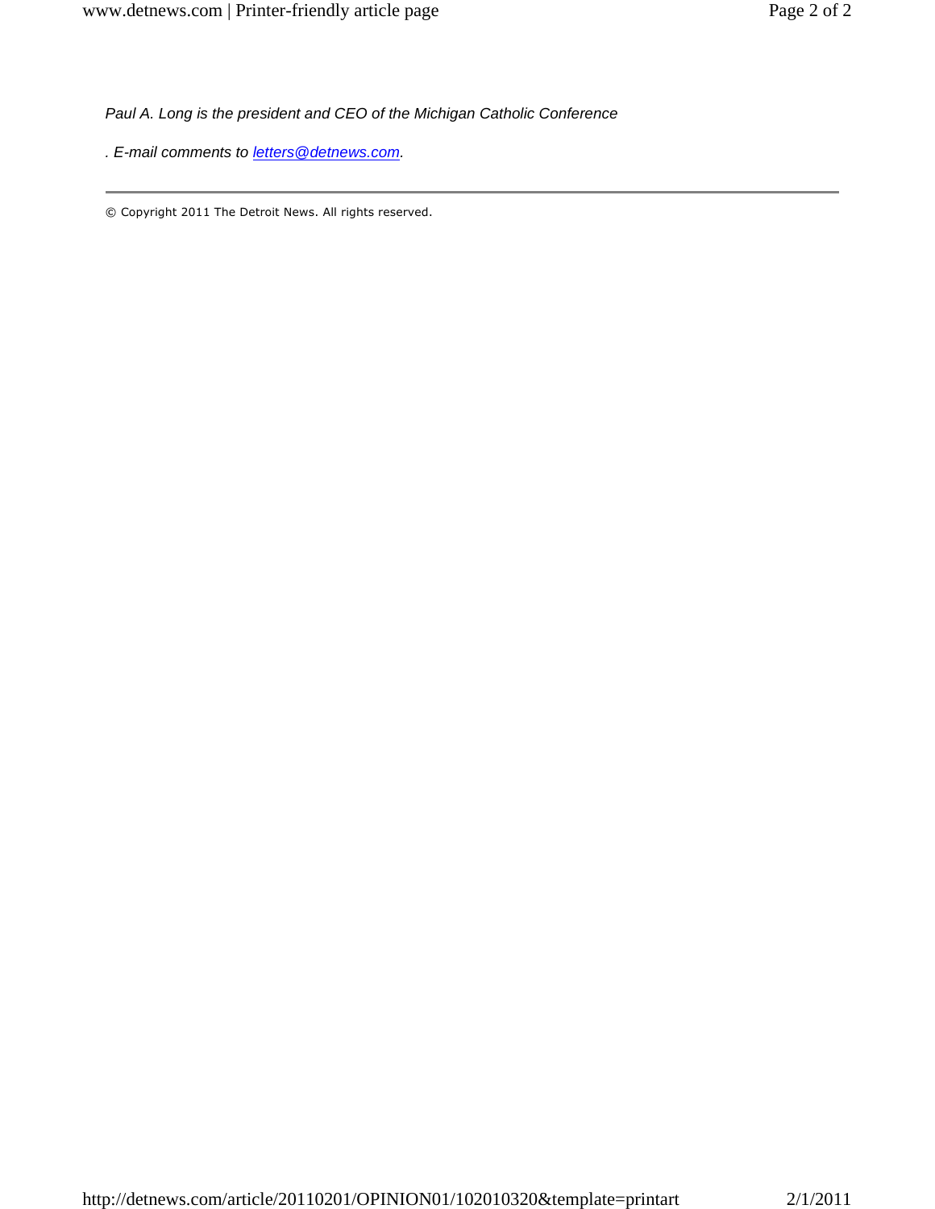*Paul A. Long is the president and CEO of the Michigan Catholic Conference*

*. E-mail comments to letters@detnews.com.*

---

© Copyright 2011 The Detroit News. All rights reserved.